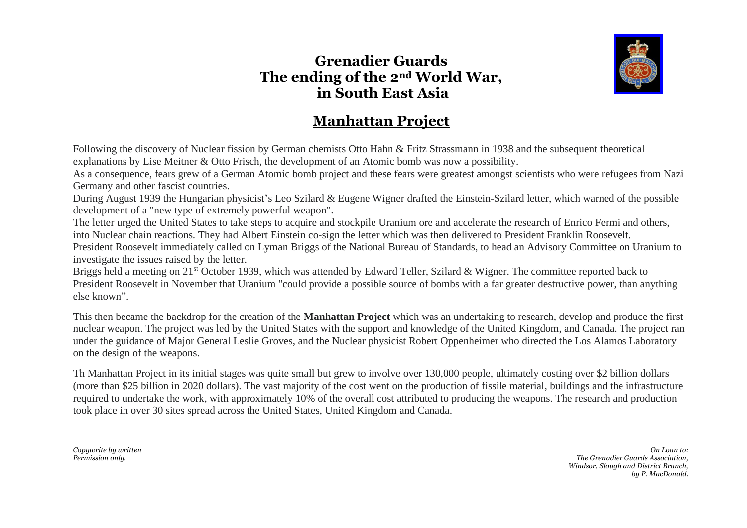# Grenadier Guards
# The ending of the 2nd World War, in South East Asia

## Manhattan Project

Following the discovery of Nuclear fission by German chemists Otto Hahn & Fritz Strassmann in 1938 and the subsequent theoretical explanations by Lise Meitner & Otto Frisch, the development of an Atomic bomb was now a possibility.
As a consequence, fears grew of a German Atomic bomb project and these fears were greatest amongst scientists who were refugees from Nazi Germany and other fascist countries.
During August 1939 the Hungarian physicist's Leo Szilard & Eugene Wigner drafted the Einstein-Szilard letter, which warned of the possible development of a "new type of extremely powerful weapon".
The letter urged the United States to take steps to acquire and stockpile Uranium ore and accelerate the research of Enrico Fermi and others, into Nuclear chain reactions. They had Albert Einstein co-sign the letter which was then delivered to President Franklin Roosevelt.
President Roosevelt immediately called on Lyman Briggs of the National Bureau of Standards, to head an Advisory Committee on Uranium to investigate the issues raised by the letter.
Briggs held a meeting on 21st October 1939, which was attended by Edward Teller, Szilard & Wigner. The committee reported back to President Roosevelt in November that Uranium "could provide a possible source of bombs with a far greater destructive power, than anything else known".

This then became the backdrop for the creation of the **Manhattan Project** which was an undertaking to research, develop and produce the first nuclear weapon. The project was led by the United States with the support and knowledge of the United Kingdom, and Canada. The project ran under the guidance of Major General Leslie Groves, and the Nuclear physicist Robert Oppenheimer who directed the Los Alamos Laboratory on the design of the weapons.

Th Manhattan Project in its initial stages was quite small but grew to involve over 130,000 people, ultimately costing over $2 billion dollars (more than $25 billion in 2020 dollars). The vast majority of the cost went on the production of fissile material, buildings and the infrastructure required to undertake the work, with approximately 10% of the overall cost attributed to producing the weapons. The research and production took place in over 30 sites spread across the United States, United Kingdom and Canada.

*Copywrite by written Permission only.*

*On Loan to: The Grenadier Guards Association, Windsor, Slough and District Branch, by P. MacDonald.*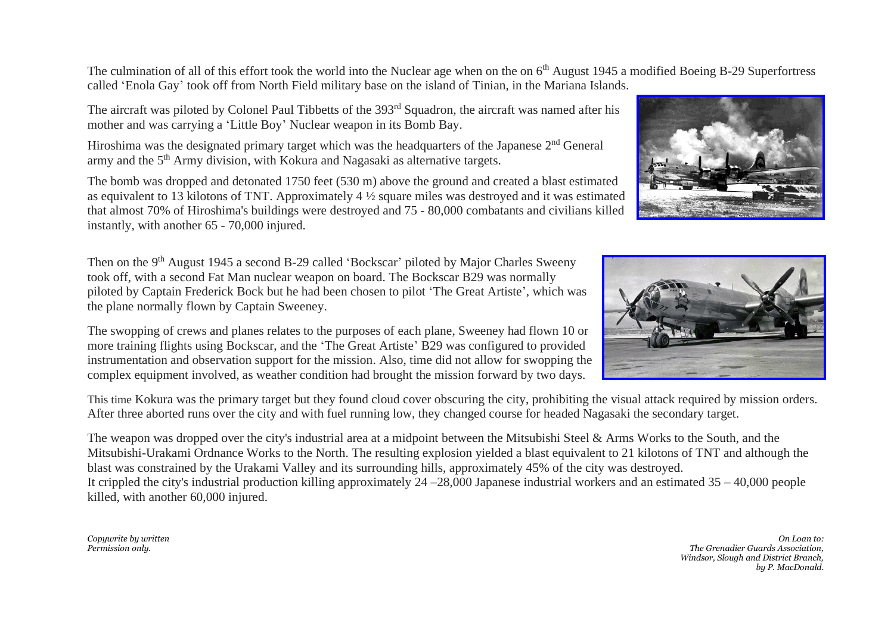The culmination of all of this effort took the world into the Nuclear age when on the on 6th August 1945 a modified Boeing B-29 Superfortress called 'Enola Gay' took off from North Field military base on the island of Tinian, in the Mariana Islands.

The aircraft was piloted by Colonel Paul Tibbetts of the 393rd Squadron, the aircraft was named after his mother and was carrying a 'Little Boy' Nuclear weapon in its Bomb Bay.

Hiroshima was the designated primary target which was the headquarters of the Japanese 2nd General army and the 5th Army division, with Kokura and Nagasaki as alternative targets.

The bomb was dropped and detonated 1750 feet (530 m) above the ground and created a blast estimated as equivalent to 13 kilotons of TNT. Approximately 4 ½ square miles was destroyed and it was estimated that almost 70% of Hiroshima's buildings were destroyed and 75 - 80,000 combatants and civilians killed instantly, with another 65 - 70,000 injured.

Then on the 9th August 1945 a second B-29 called 'Bockscar' piloted by Major Charles Sweeny took off, with a second Fat Man nuclear weapon on board. The Bockscar B29 was normally piloted by Captain Frederick Bock but he had been chosen to pilot 'The Great Artiste', which was the plane normally flown by Captain Sweeney.

The swopping of crews and planes relates to the purposes of each plane, Sweeney had flown 10 or more training flights using Bockscar, and the 'The Great Artiste' B29 was configured to provided instrumentation and observation support for the mission. Also, time did not allow for swopping the complex equipment involved, as weather condition had brought the mission forward by two days.

This time Kokura was the primary target but they found cloud cover obscuring the city, prohibiting the visual attack required by mission orders. After three aborted runs over the city and with fuel running low, they changed course for headed Nagasaki the secondary target.

The weapon was dropped over the city's industrial area at a midpoint between the Mitsubishi Steel & Arms Works to the South, and the Mitsubishi-Urakami Ordnance Works to the North. The resulting explosion yielded a blast equivalent to 21 kilotons of TNT and although the blast was constrained by the Urakami Valley and its surrounding hills, approximately 45% of the city was destroyed.
It crippled the city's industrial production killing approximately 24 –28,000 Japanese industrial workers and an estimated 35 – 40,000 people killed, with another 60,000 injured.

*Copywrite by written Permission only.*

*On Loan to: The Grenadier Guards Association, Windsor, Slough and District Branch, by P. MacDonald.*